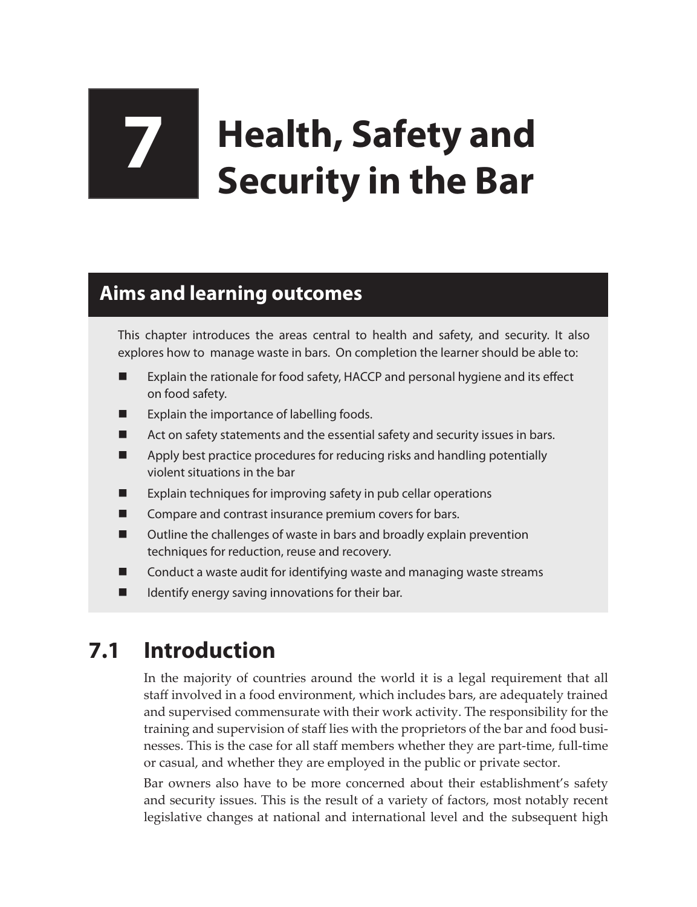# 7 Health, Safety and Security in the Bar

## Aims and learning outcomes

This chapter introduces the areas central to health and safety, and security. It also explores how to manage waste in bars. On completion the learner should be able to:

- Explain the rationale for food safety, HACCP and personal hygiene and its effect on food safety.
- Explain the importance of labelling foods.
- Act on safety statements and the essential safety and security issues in bars.
- Apply best practice procedures for reducing risks and handling potentially violent situations in the bar
- Explain techniques for improving safety in pub cellar operations
- Compare and contrast insurance premium covers for bars.
- Outline the challenges of waste in bars and broadly explain prevention techniques for reduction, reuse and recovery.
- Conduct a waste audit for identifying waste and managing waste streams
- Identify energy saving innovations for their bar.

## 7.1 Introduction

In the majority of countries around the world it is a legal requirement that all staff involved in a food environment, which includes bars, are adequately trained and supervised commensurate with their work activity. The responsibility for the training and supervision of staff lies with the proprietors of the bar and food businesses. This is the case for all staff members whether they are part-time, full-time or casual, and whether they are employed in the public or private sector.

Bar owners also have to be more concerned about their establishment's safety and security issues. This is the result of a variety of factors, most notably recent legislative changes at national and international level and the subsequent high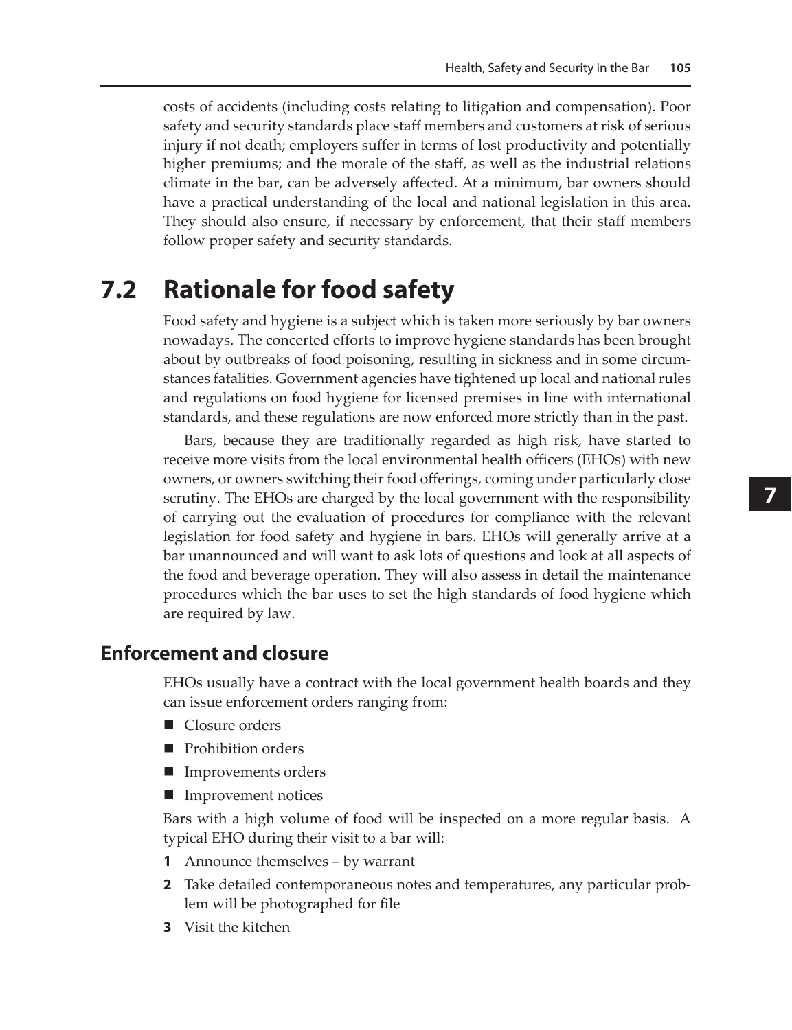costs of accidents (including costs relating to litigation and compensation). Poor safety and security standards place staff members and customers at risk of serious injury if not death; employers suffer in terms of lost productivity and potentially higher premiums; and the morale of the staff, as well as the industrial relations climate in the bar, can be adversely affected. At a minimum, bar owners should have a practical understanding of the local and national legislation in this area. They should also ensure, if necessary by enforcement, that their staff members follow proper safety and security standards.

## 7.2 Rationale for food safety

Food safety and hygiene is a subject which is taken more seriously by bar owners nowadays. The concerted efforts to improve hygiene standards has been brought about by outbreaks of food poisoning, resulting in sickness and in some circumstances fatalities. Government agencies have tightened up local and national rules and regulations on food hygiene for licensed premises in line with international standards, and these regulations are now enforced more strictly than in the past.

Bars, because they are traditionally regarded as high risk, have started to receive more visits from the local environmental health officers (EHOs) with new owners, or owners switching their food offerings, coming under particularly close scrutiny. The EHOs are charged by the local government with the responsibility of carrying out the evaluation of procedures for compliance with the relevant legislation for food safety and hygiene in bars. EHOs will generally arrive at a bar unannounced and will want to ask lots of questions and look at all aspects of the food and beverage operation. They will also assess in detail the maintenance procedures which the bar uses to set the high standards of food hygiene which are required by law.

### Enforcement and closure

EHOs usually have a contract with the local government health boards and they can issue enforcement orders ranging from:

- Closure orders
- Prohibition orders
- Improvements orders
- Improvement notices

Bars with a high volume of food will be inspected on a more regular basis. A typical EHO during their visit to a bar will:

1. Announce themselves – by warrant
2. Take detailed contemporaneous notes and temperatures, any particular problem will be photographed for file
3. Visit the kitchen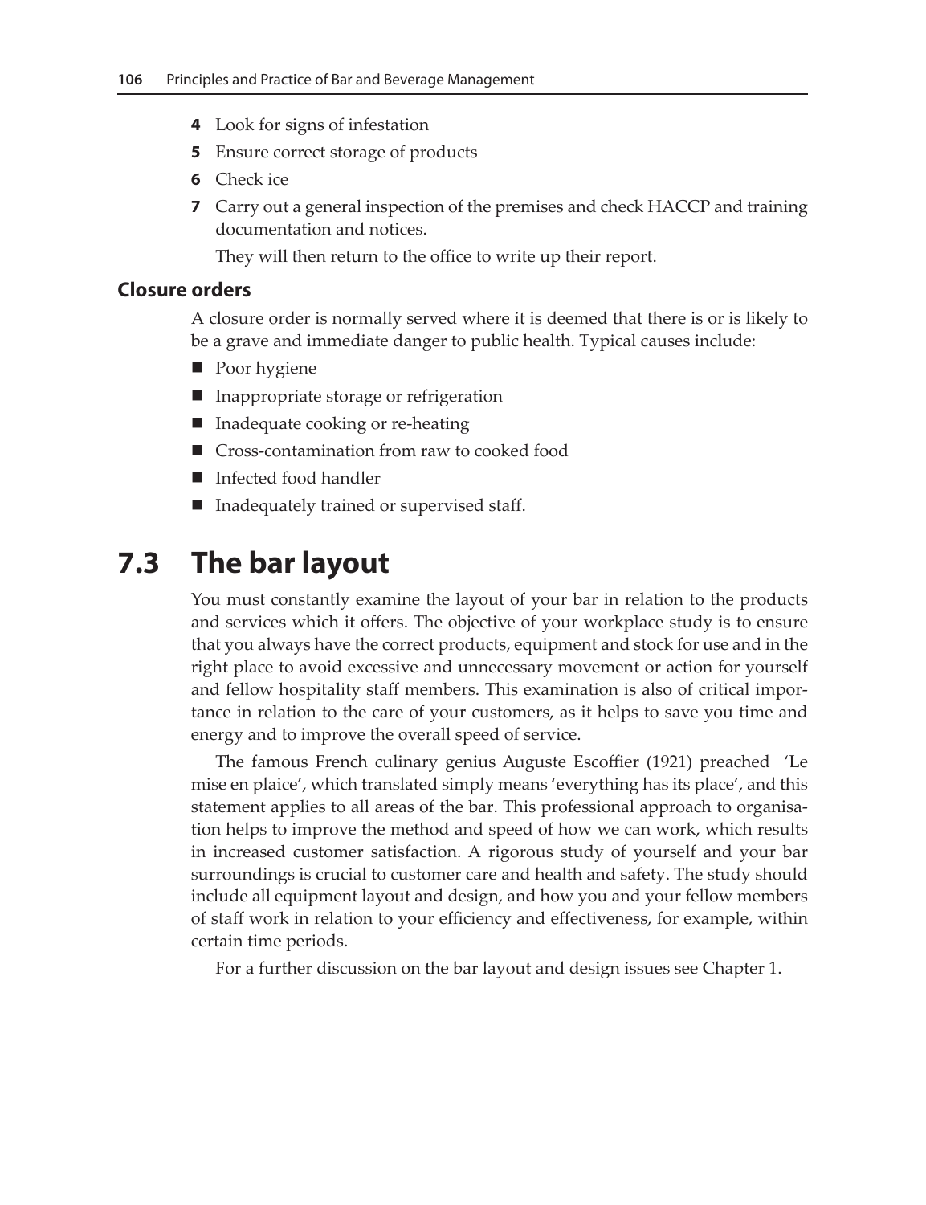4. Look for signs of infestation
5. Ensure correct storage of products
6. Check ice
7. Carry out a general inspection of the premises and check HACCP and training documentation and notices.

   They will then return to the office to write up their report.

### Closure orders

A closure order is normally served where it is deemed that there is or is likely to be a grave and immediate danger to public health. Typical causes include:

- Poor hygiene
- Inappropriate storage or refrigeration
- Inadequate cooking or re-heating
- Cross-contamination from raw to cooked food
- Infected food handler
- Inadequately trained or supervised staff.

## 7.3 The bar layout

You must constantly examine the layout of your bar in relation to the products and services which it offers. The objective of your workplace study is to ensure that you always have the correct products, equipment and stock for use and in the right place to avoid excessive and unnecessary movement or action for yourself and fellow hospitality staff members. This examination is also of critical importance in relation to the care of your customers, as it helps to save you time and energy and to improve the overall speed of service.

The famous French culinary genius Auguste Escoffier (1921) preached 'Le mise en plaice', which translated simply means 'everything has its place', and this statement applies to all areas of the bar. This professional approach to organisation helps to improve the method and speed of how we can work, which results in increased customer satisfaction. A rigorous study of yourself and your bar surroundings is crucial to customer care and health and safety. The study should include all equipment layout and design, and how you and your fellow members of staff work in relation to your efficiency and effectiveness, for example, within certain time periods.

For a further discussion on the bar layout and design issues see Chapter 1.